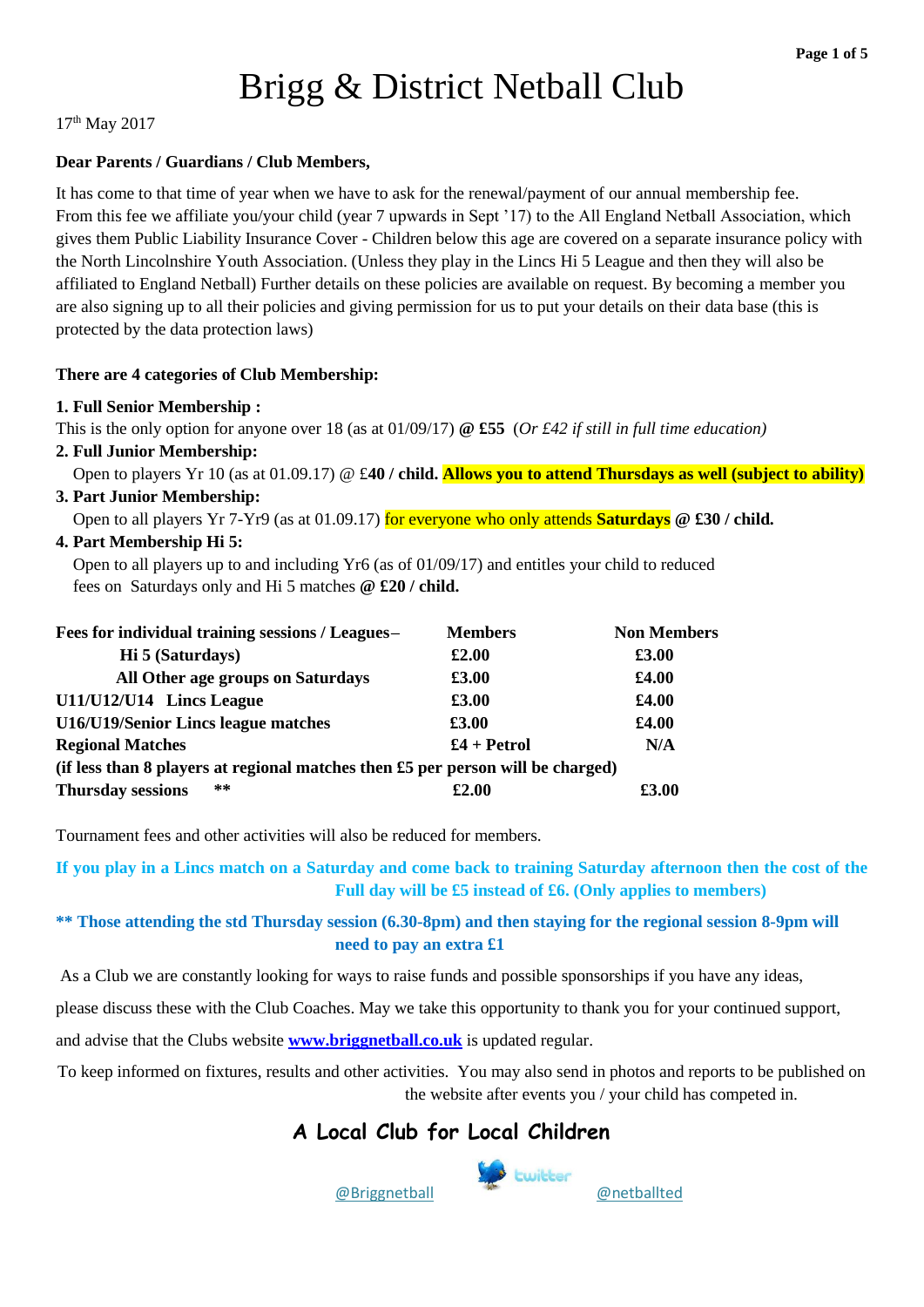# Brigg & District Netball Club

17th May 2017

**Dear Parents / Guardians / Club Members,**

It has come to that time of year when we have to ask for the renewal/payment of our annual membership fee. From this fee we affiliate you/your child (year 7 upwards in Sept '17) to the All England Netball Association, which gives them Public Liability Insurance Cover - Children below this age are covered on a separate insurance policy with the North Lincolnshire Youth Association. (Unless they play in the Lincs Hi 5 League and then they will also be affiliated to England Netball) Further details on these policies are available on request. By becoming a member you are also signing up to all their policies and giving permission for us to put your details on their data base (this is protected by the data protection laws)

**There are 4 categories of Club Membership:**

**1. Full Senior Membership :**
This is the only option for anyone over 18 (as at 01/09/17) **@ £55** (*Or £42 if still in full time education)*

**2. Full Junior Membership:**
Open to players Yr 10 (as at 01.09.17) @ £**40 / child. Allows you to attend Thursdays as well (subject to ability)**

**3. Part Junior Membership:**
Open to all players Yr 7-Yr9 (as at 01.09.17) for everyone who only attends **Saturdays @ £30 / child.**

**4. Part Membership Hi 5:**
Open to all players up to and including Yr6 (as of 01/09/17) and entitles your child to reduced fees on Saturdays only and Hi 5 matches **@ £20 / child.**

| Fees for individual training sessions / Leagues– | Members | Non Members |
|---|---|---|
| Hi 5 (Saturdays) | £2.00 | £3.00 |
| All Other age groups on Saturdays | £3.00 | £4.00 |
| U11/U12/U14 Lincs League | £3.00 | £4.00 |
| U16/U19/Senior Lincs league matches | £3.00 | £4.00 |
| Regional Matches | £4 + Petrol | N/A |
| (if less than 8 players at regional matches then £5 per person will be charged) | | |
| Thursday sessions ** | £2.00 | £3.00 |

Tournament fees and other activities will also be reduced for members.

**If you play in a Lincs match on a Saturday and come back to training Saturday afternoon then the cost of the Full day will be £5 instead of £6. (Only applies to members)**

**** Those attending the std Thursday session (6.30-8pm) and then staying for the regional session 8-9pm will need to pay an extra £1**

As a Club we are constantly looking for ways to raise funds and possible sponsorships if you have any ideas, please discuss these with the Club Coaches. May we take this opportunity to thank you for your continued support, and advise that the Clubs website **www.briggnetball.co.uk** is updated regular.

To keep informed on fixtures, results and other activities. You may also send in photos and reports to be published on the website after events you / your child has competed in.

**A Local Club for Local Children**

@Briggnetball twitter @netballted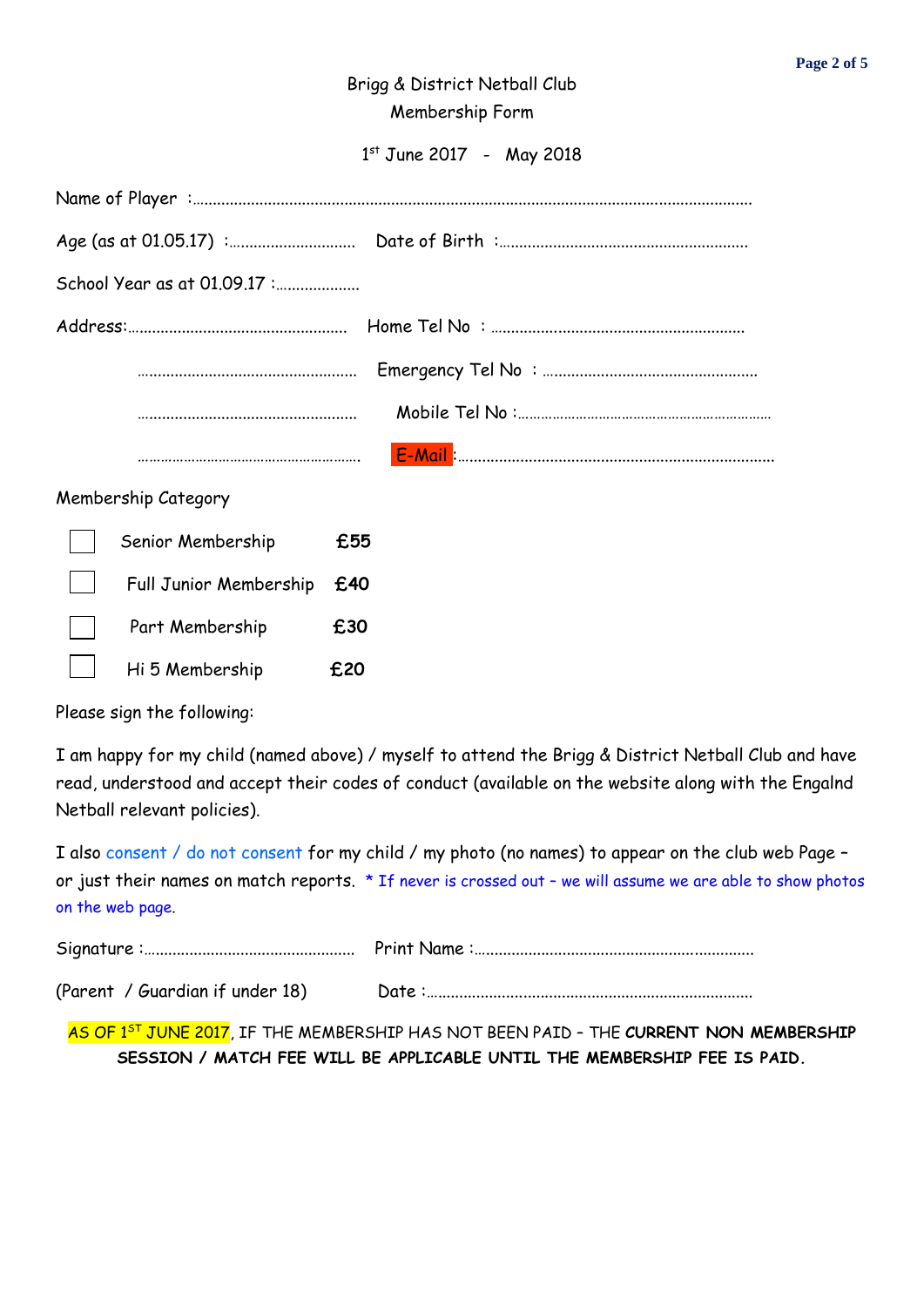# Brigg & District Netball Club

## Membership Form

1st June 2017 - May 2018

Name of Player :…………………………………………………………………………………………………………

Age (as at 01.05.17) :………………………… Date of Birth :…………………………………………………

School Year as at 01.09.17 :………………

Address:…………………………………………… Home Tel No : ……………………………………………………

…………………………………………… Emergency Tel No : ……………………………………………

…………………………………………… Mobile Tel No :………………………………………………………

…………………………………………… E-Mail :……………………………………………………………………

Membership Category

- ☐ Senior Membership **£55**
- ☐ Full Junior Membership **£40**
- ☐ Part Membership **£30**
- ☐ Hi 5 Membership **£20**

Please sign the following:

I am happy for my child (named above) / myself to attend the Brigg & District Netball Club and have read, understood and accept their codes of conduct (available on the website along with the Engalnd Netball relevant policies).

I also consent / do not consent for my child / my photo (no names) to appear on the club web Page – or just their names on match reports. * If never is crossed out – we will assume we are able to show photos on the web page.

Signature :………………………………………… Print Name :…………………………………………………………

(Parent / Guardian if under 18) Date :…………………………………………………………………

AS OF 1ST JUNE 2017, IF THE MEMBERSHIP HAS NOT BEEN PAID – THE **CURRENT NON MEMBERSHIP SESSION / MATCH FEE WILL BE APPLICABLE UNTIL THE MEMBERSHIP FEE IS PAID.**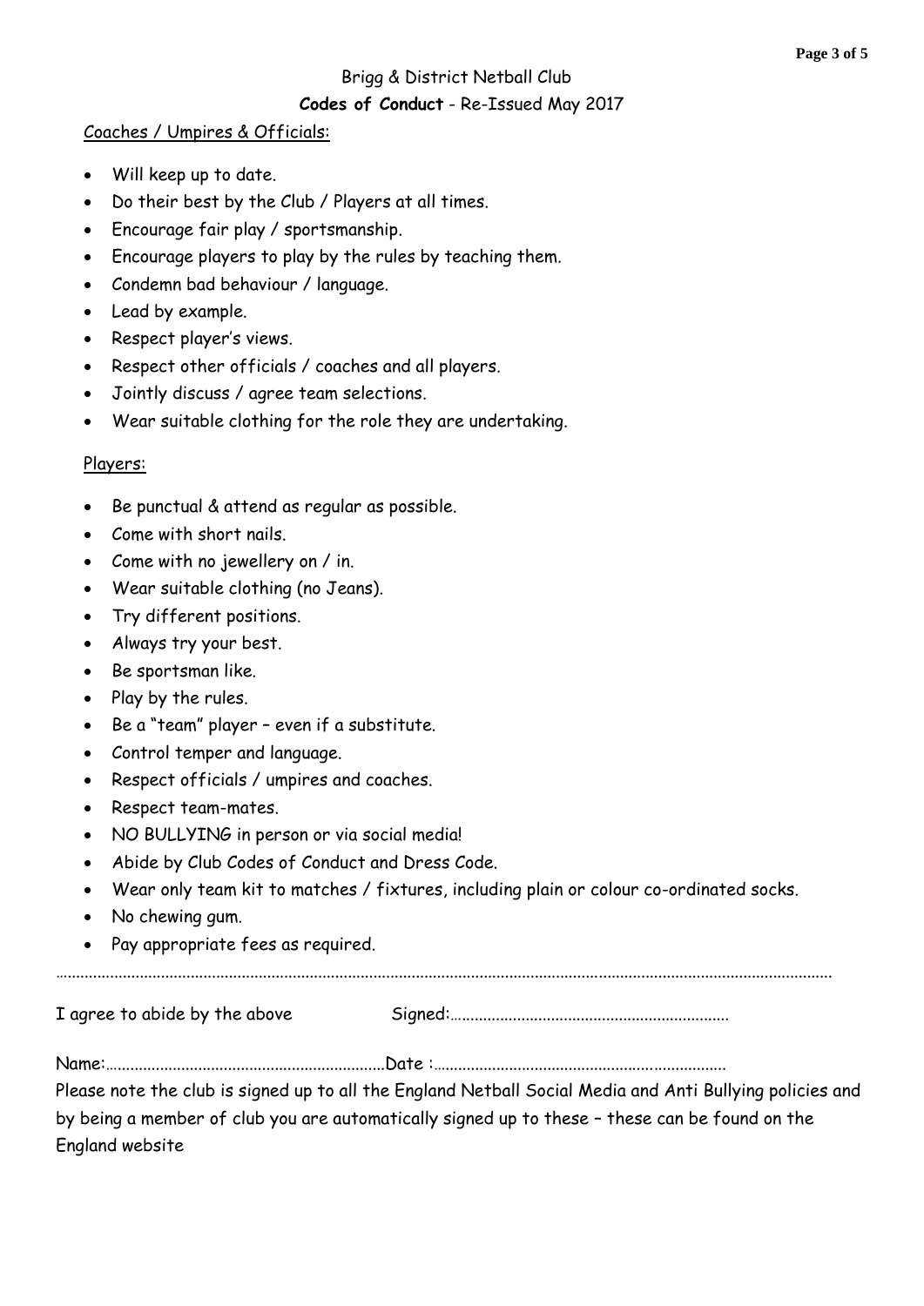Brigg & District Netball Club

**Codes of Conduct** - Re-Issued May 2017

Coaches / Umpires & Officials:

- Will keep up to date.
- Do their best by the Club / Players at all times.
- Encourage fair play / sportsmanship.
- Encourage players to play by the rules by teaching them.
- Condemn bad behaviour / language.
- Lead by example.
- Respect player's views.
- Respect other officials / coaches and all players.
- Jointly discuss / agree team selections.
- Wear suitable clothing for the role they are undertaking.

Players:

- Be punctual & attend as regular as possible.
- Come with short nails.
- Come with no jewellery on / in.
- Wear suitable clothing (no Jeans).
- Try different positions.
- Always try your best.
- Be sportsman like.
- Play by the rules.
- Be a "team" player – even if a substitute.
- Control temper and language.
- Respect officials / umpires and coaches.
- Respect team-mates.
- NO BULLYING in person or via social media!
- Abide by Club Codes of Conduct and Dress Code.
- Wear only team kit to matches / fixtures, including plain or colour co-ordinated socks.
- No chewing gum.
- Pay appropriate fees as required.

…………………………………………………………………………………………………………………………………………………………

I agree to abide by the above Signed:…………………………………………………………

Name:…………………………………………………………Date :……………………………………………………………

Please note the club is signed up to all the England Netball Social Media and Anti Bullying policies and by being a member of club you are automatically signed up to these – these can be found on the England website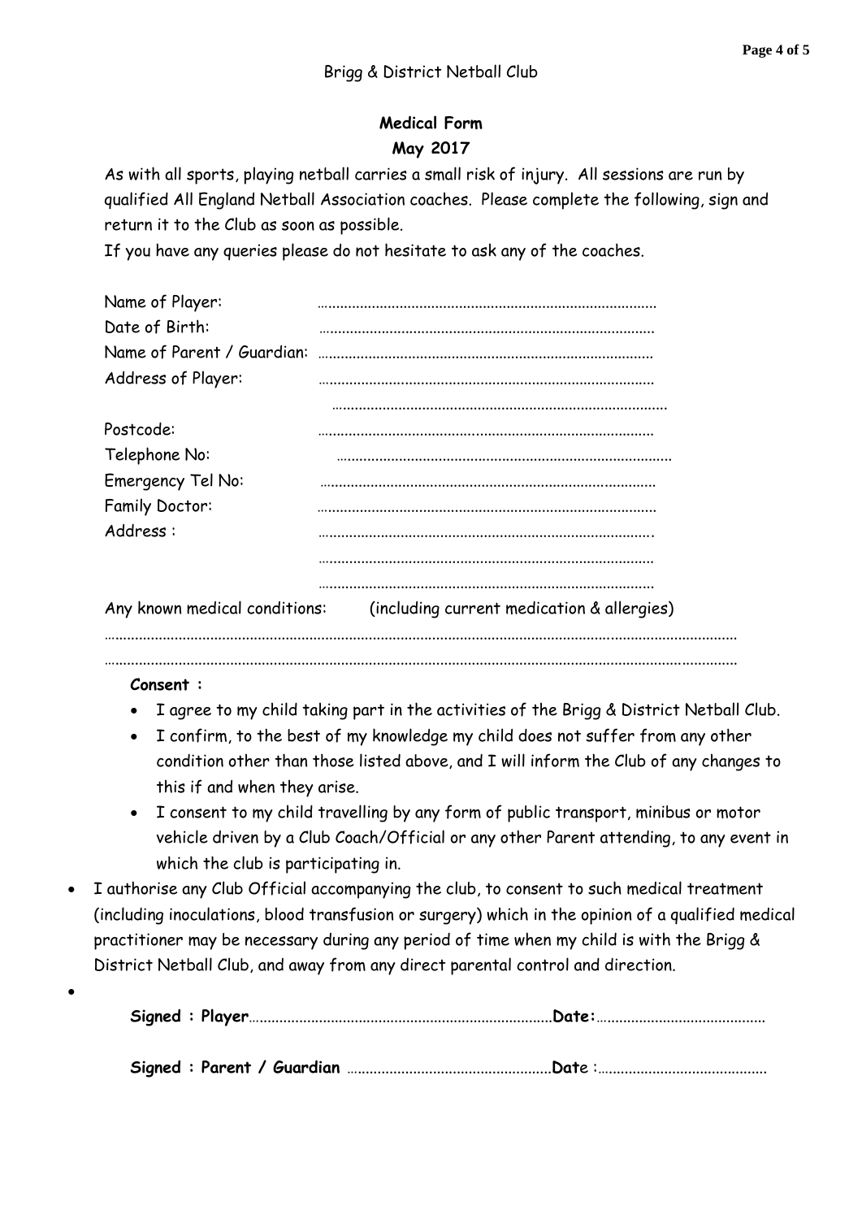Brigg & District Netball Club

**Medical Form**
**May 2017**

As with all sports, playing netball carries a small risk of injury. All sessions are run by qualified All England Netball Association coaches. Please complete the following, sign and return it to the Club as soon as possible.
If you have any queries please do not hesitate to ask any of the coaches.

Name of Player: ……………………………………………………………………………
Date of Birth: ……………………………………………………………………………
Name of Parent / Guardian: ……………………………………………………………………………
Address of Player: ……………………………………………………………………………
……………………………………………………………………………
Postcode: ……………………………………………………………………………
Telephone No: ……………………………………………………………………………
Emergency Tel No: ……………………………………………………………………………
Family Doctor: ……………………………………………………………………………
Address : ……………………………………………………………………………
……………………………………………………………………………
……………………………………………………………………………

Any known medical conditions: (including current medication & allergies)
……………………………………………………………………………………………………………………………
……………………………………………………………………………………………………………………………

**Consent :**

- I agree to my child taking part in the activities of the Brigg & District Netball Club.
- I confirm, to the best of my knowledge my child does not suffer from any other condition other than those listed above, and I will inform the Club of any changes to this if and when they arise.
- I consent to my child travelling by any form of public transport, minibus or motor vehicle driven by a Club Coach/Official or any other Parent attending, to any event in which the club is participating in.
- I authorise any Club Official accompanying the club, to consent to such medical treatment (including inoculations, blood transfusion or surgery) which in the opinion of a qualified medical practitioner may be necessary during any period of time when my child is with the Brigg & District Netball Club, and away from any direct parental control and direction.

**Signed : Player**……………………………………………………………………**Date:**……………………………………

**Signed : Parent / Guardian** ……………………………………………**Dat**e :……………………………………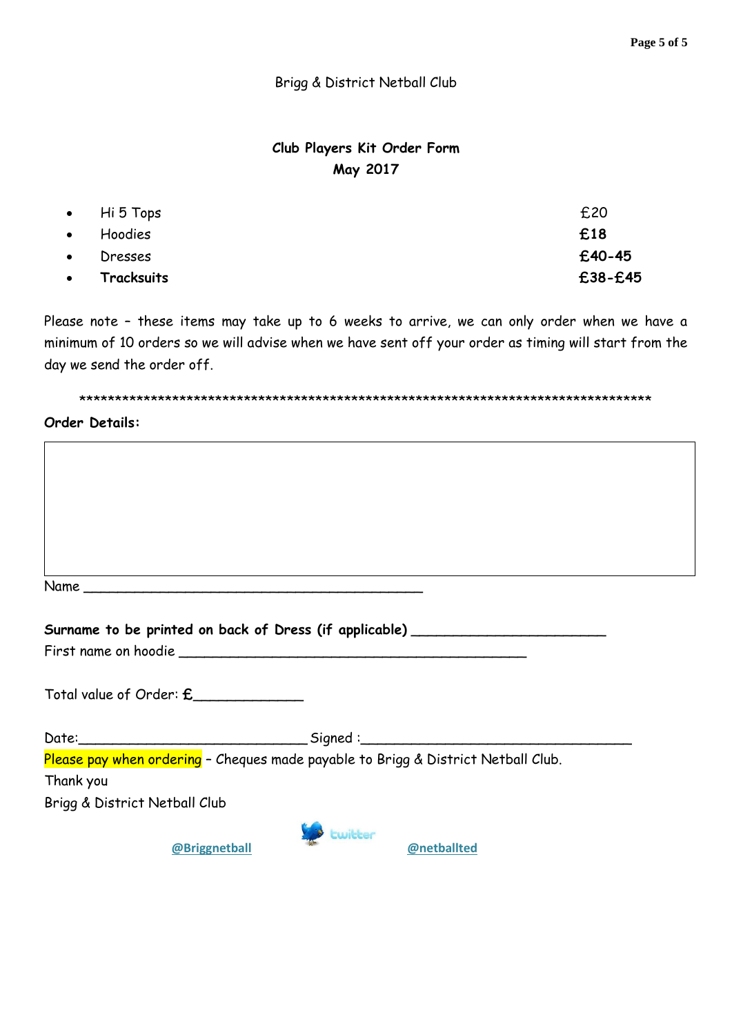Brigg & District Netball Club

**Club Players Kit Order Form**
**May 2017**

- Hi 5 Tops £20
- Hoodies **£18**
- Dresses **£40-45**
- **Tracksuits** **£38-£45**

Please note – these items may take up to 6 weeks to arrive, we can only order when we have a minimum of 10 orders so we will advise when we have sent off your order as timing will start from the day we send the order off.

**************************************************************************************

**Order Details:**

| |
|---|
| |

Name ___________________________________________

**Surname to be printed on back of Dress (if applicable)** _________________________

First name on hoodie ____________________________________________

Total value of Order: **£**_____________

Date:_____________________________ Signed :__________________________________

Please pay when ordering – Cheques made payable to Brigg & District Netball Club.

Thank you

Brigg & District Netball Club

@Briggnetball twitter @netballted